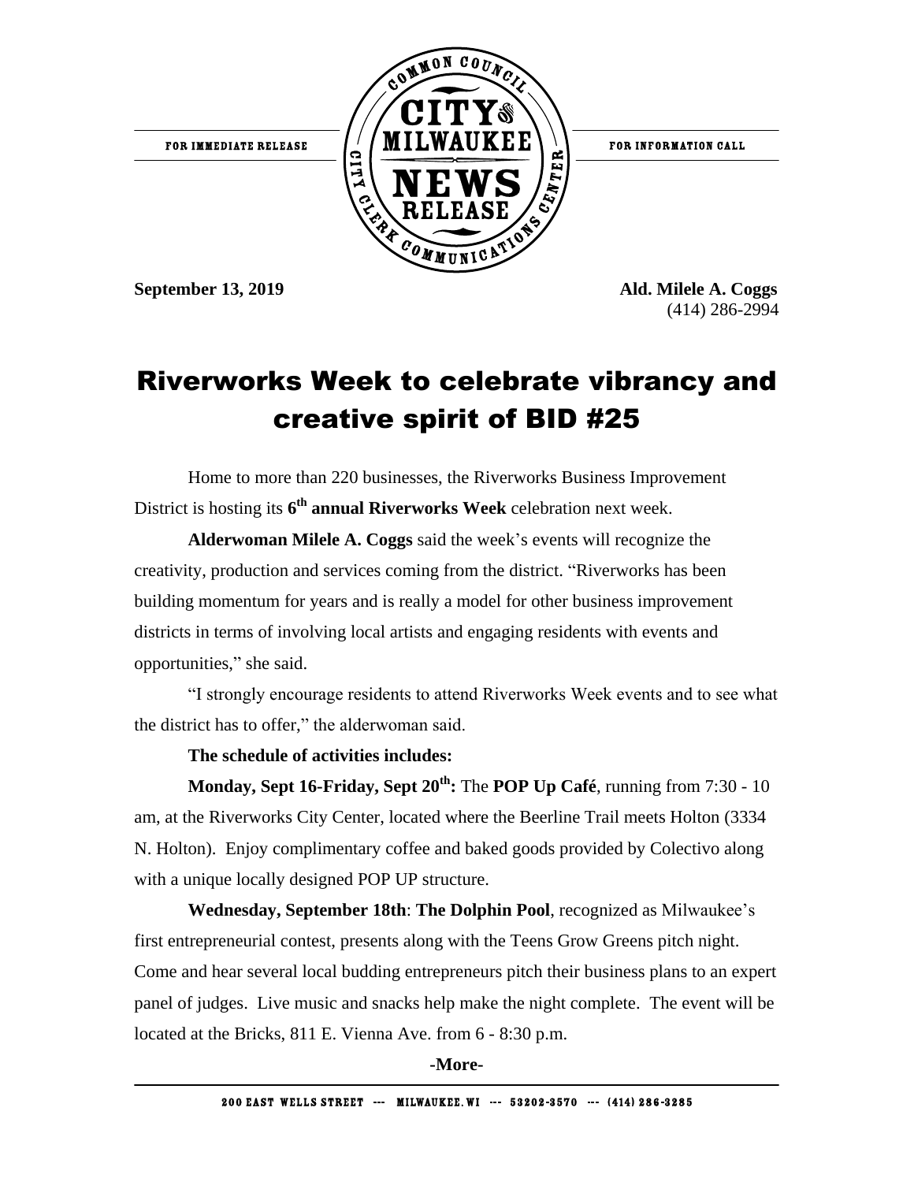FOR IMMEDIATE RELEASE

COMMON COUNCIL CITY OF MILWAUKEE NEWS RELEASE CITY CLERK COMMUNICATIONS CENTER

FOR INFORMATION CALL

**September 13, 2019**

**Ald. Milele A. Coggs**
(414) 286-2994

# Riverworks Week to celebrate vibrancy and creative spirit of BID #25

Home to more than 220 businesses, the Riverworks Business Improvement District is hosting its **6th annual Riverworks Week** celebration next week.

**Alderwoman Milele A. Coggs** said the week's events will recognize the creativity, production and services coming from the district. "Riverworks has been building momentum for years and is really a model for other business improvement districts in terms of involving local artists and engaging residents with events and opportunities," she said.

"I strongly encourage residents to attend Riverworks Week events and to see what the district has to offer," the alderwoman said.

**The schedule of activities includes:**

**Monday, Sept 16-Friday, Sept 20th:** The **POP Up Café**, running from 7:30 - 10 am, at the Riverworks City Center, located where the Beerline Trail meets Holton (3334 N. Holton). Enjoy complimentary coffee and baked goods provided by Colectivo along with a unique locally designed POP UP structure.

**Wednesday, September 18th**: **The Dolphin Pool**, recognized as Milwaukee's first entrepreneurial contest, presents along with the Teens Grow Greens pitch night. Come and hear several local budding entrepreneurs pitch their business plans to an expert panel of judges. Live music and snacks help make the night complete. The event will be located at the Bricks, 811 E. Vienna Ave. from 6 - 8:30 p.m.

-More-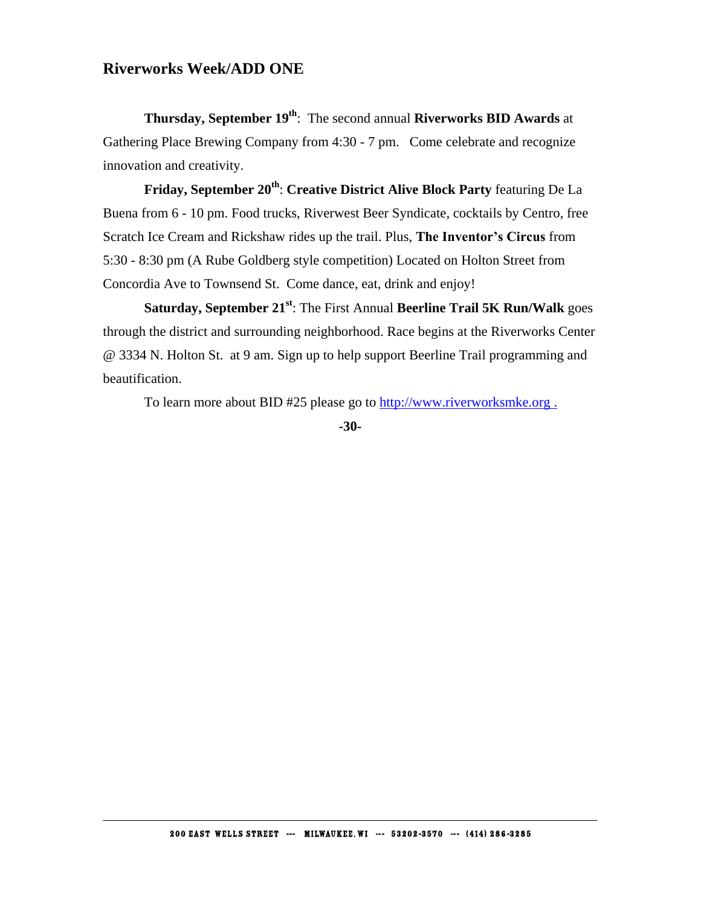**Riverworks Week/ADD ONE**

**Thursday, September 19th**: The second annual **Riverworks BID Awards** at Gathering Place Brewing Company from 4:30 - 7 pm. Come celebrate and recognize innovation and creativity.

**Friday, September 20th**: **Creative District Alive Block Party** featuring De La Buena from 6 - 10 pm. Food trucks, Riverwest Beer Syndicate, cocktails by Centro, free Scratch Ice Cream and Rickshaw rides up the trail. Plus, **The Inventor's Circus** from 5:30 - 8:30 pm (A Rube Goldberg style competition) Located on Holton Street from Concordia Ave to Townsend St. Come dance, eat, drink and enjoy!

**Saturday, September 21st**: The First Annual **Beerline Trail 5K Run/Walk** goes through the district and surrounding neighborhood. Race begins at the Riverworks Center @ 3334 N. Holton St. at 9 am. Sign up to help support Beerline Trail programming and beautification.

To learn more about BID #25 please go to http://www.riverworksmke.org .

**-30-**

200 EAST WELLS STREET --- MILWAUKEE, WI --- 53202-3570 --- (414) 286-3285